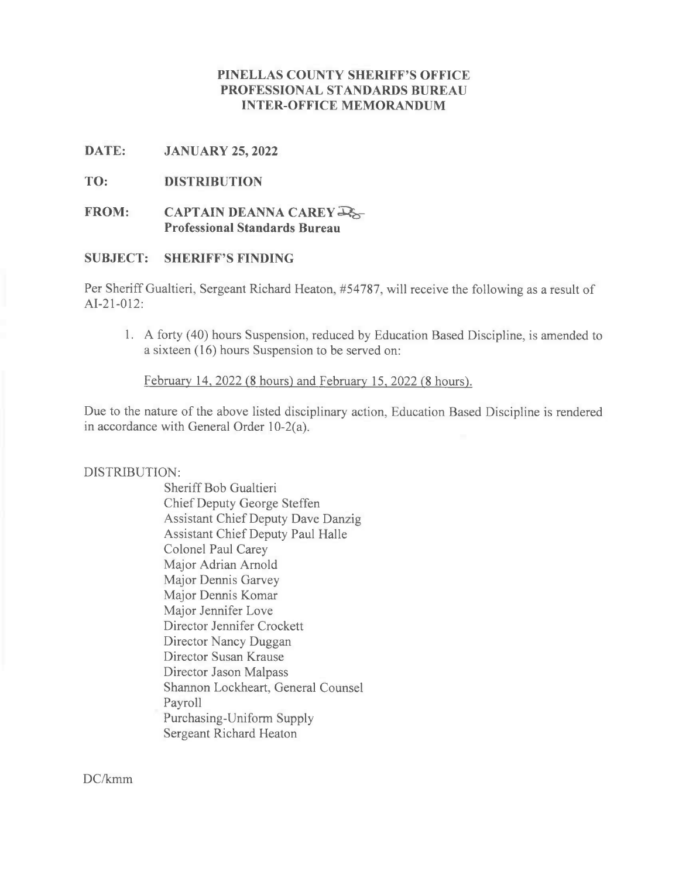# PINELLAS COUNTY SHERIFF'S OFFICE
## PROFESSIONAL STANDARDS BUREAU
## INTER-OFFICE MEMORANDUM

**DATE:** **JANUARY 25, 2022**

**TO:** **DISTRIBUTION**

**FROM:** **CAPTAIN DEANNA CAREY**
**Professional Standards Bureau**

**SUBJECT:** **SHERIFF'S FINDING**

Per Sheriff Gualtieri, Sergeant Richard Heaton, #54787, will receive the following as a result of AI-21-012:

1. A forty (40) hours Suspension, reduced by Education Based Discipline, is amended to a sixteen (16) hours Suspension to be served on:

   February 14, 2022 (8 hours) and February 15, 2022 (8 hours).

Due to the nature of the above listed disciplinary action, Education Based Discipline is rendered in accordance with General Order 10-2(a).

DISTRIBUTION:

Sheriff Bob Gualtieri
Chief Deputy George Steffen
Assistant Chief Deputy Dave Danzig
Assistant Chief Deputy Paul Halle
Colonel Paul Carey
Major Adrian Arnold
Major Dennis Garvey
Major Dennis Komar
Major Jennifer Love
Director Jennifer Crockett
Director Nancy Duggan
Director Susan Krause
Director Jason Malpass
Shannon Lockheart, General Counsel
Payroll
Purchasing-Uniform Supply
Sergeant Richard Heaton

DC/kmm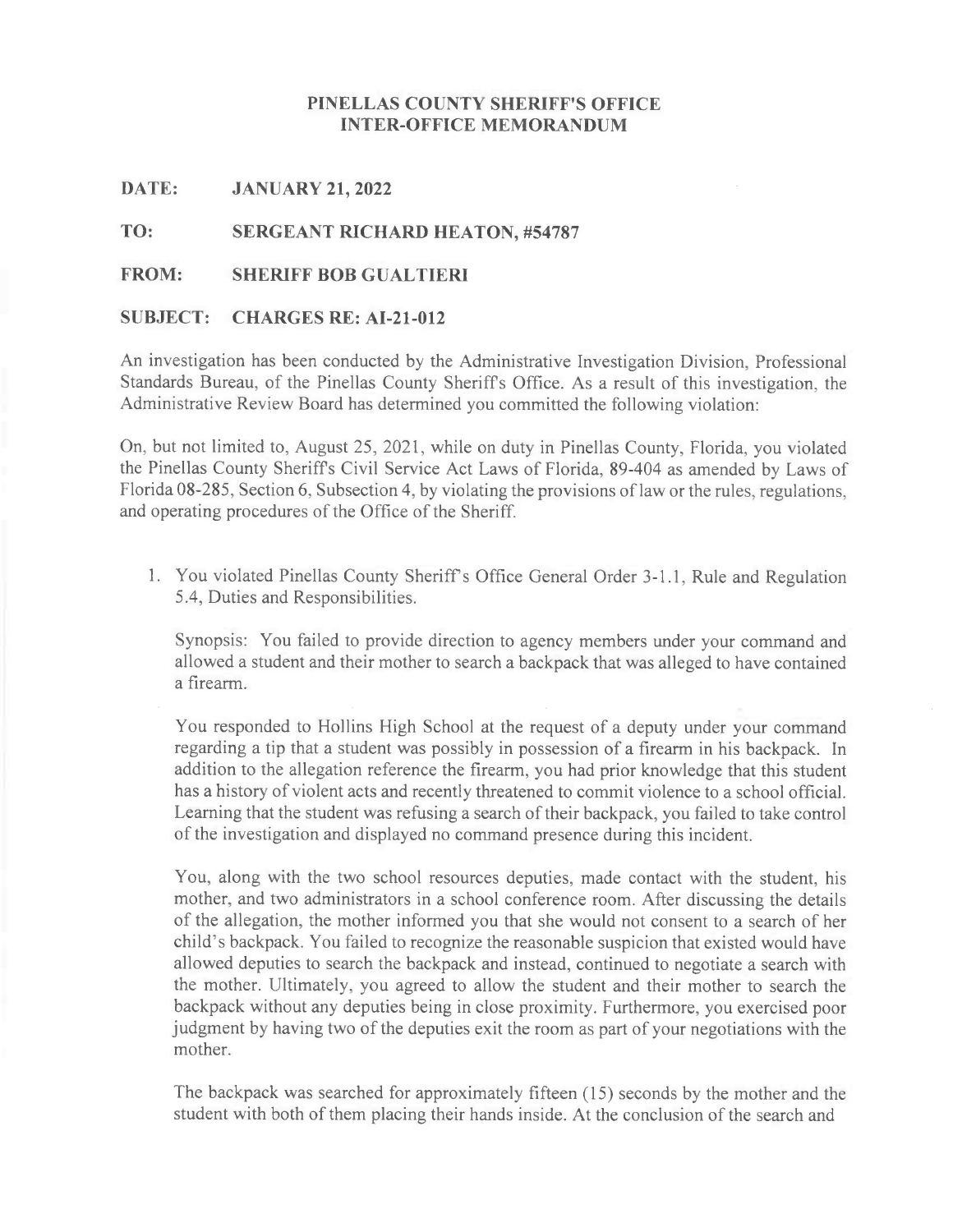**PINELLAS COUNTY SHERIFF'S OFFICE**
**INTER-OFFICE MEMORANDUM**

**DATE:** **JANUARY 21, 2022**

**TO:** **SERGEANT RICHARD HEATON, #54787**

**FROM:** **SHERIFF BOB GUALTIERI**

**SUBJECT:** **CHARGES RE: AI-21-012**

An investigation has been conducted by the Administrative Investigation Division, Professional Standards Bureau, of the Pinellas County Sheriff's Office. As a result of this investigation, the Administrative Review Board has determined you committed the following violation:

On, but not limited to, August 25, 2021, while on duty in Pinellas County, Florida, you violated the Pinellas County Sheriff's Civil Service Act Laws of Florida, 89-404 as amended by Laws of Florida 08-285, Section 6, Subsection 4, by violating the provisions of law or the rules, regulations, and operating procedures of the Office of the Sheriff.

1. You violated Pinellas County Sheriff's Office General Order 3-1.1, Rule and Regulation 5.4, Duties and Responsibilities.

   Synopsis: You failed to provide direction to agency members under your command and allowed a student and their mother to search a backpack that was alleged to have contained a firearm.

   You responded to Hollins High School at the request of a deputy under your command regarding a tip that a student was possibly in possession of a firearm in his backpack. In addition to the allegation reference the firearm, you had prior knowledge that this student has a history of violent acts and recently threatened to commit violence to a school official. Learning that the student was refusing a search of their backpack, you failed to take control of the investigation and displayed no command presence during this incident.

   You, along with the two school resources deputies, made contact with the student, his mother, and two administrators in a school conference room. After discussing the details of the allegation, the mother informed you that she would not consent to a search of her child's backpack. You failed to recognize the reasonable suspicion that existed would have allowed deputies to search the backpack and instead, continued to negotiate a search with the mother. Ultimately, you agreed to allow the student and their mother to search the backpack without any deputies being in close proximity. Furthermore, you exercised poor judgment by having two of the deputies exit the room as part of your negotiations with the mother.

   The backpack was searched for approximately fifteen (15) seconds by the mother and the student with both of them placing their hands inside. At the conclusion of the search and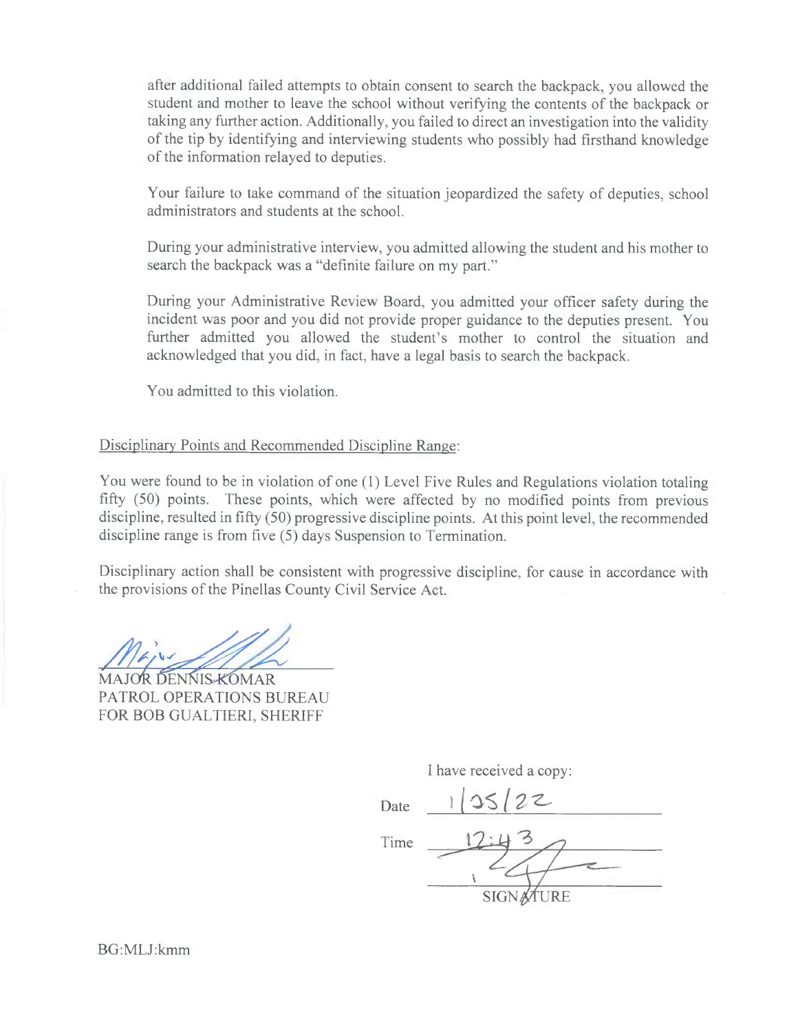after additional failed attempts to obtain consent to search the backpack, you allowed the student and mother to leave the school without verifying the contents of the backpack or taking any further action. Additionally, you failed to direct an investigation into the validity of the tip by identifying and interviewing students who possibly had firsthand knowledge of the information relayed to deputies.

Your failure to take command of the situation jeopardized the safety of deputies, school administrators and students at the school.

During your administrative interview, you admitted allowing the student and his mother to search the backpack was a "definite failure on my part."

During your Administrative Review Board, you admitted your officer safety during the incident was poor and you did not provide proper guidance to the deputies present. You further admitted you allowed the student's mother to control the situation and acknowledged that you did, in fact, have a legal basis to search the backpack.

You admitted to this violation.

Disciplinary Points and Recommended Discipline Range:

You were found to be in violation of one (1) Level Five Rules and Regulations violation totaling fifty (50) points. These points, which were affected by no modified points from previous discipline, resulted in fifty (50) progressive discipline points. At this point level, the recommended discipline range is from five (5) days Suspension to Termination.

Disciplinary action shall be consistent with progressive discipline, for cause in accordance with the provisions of the Pinellas County Civil Service Act.

MAJOR DENNIS KOMAR
PATROL OPERATIONS BUREAU
FOR BOB GUALTIERI, SHERIFF

I have received a copy:

Date 1/25/22

Time 12:43

SIGNATURE

BG:MLJ:kmm